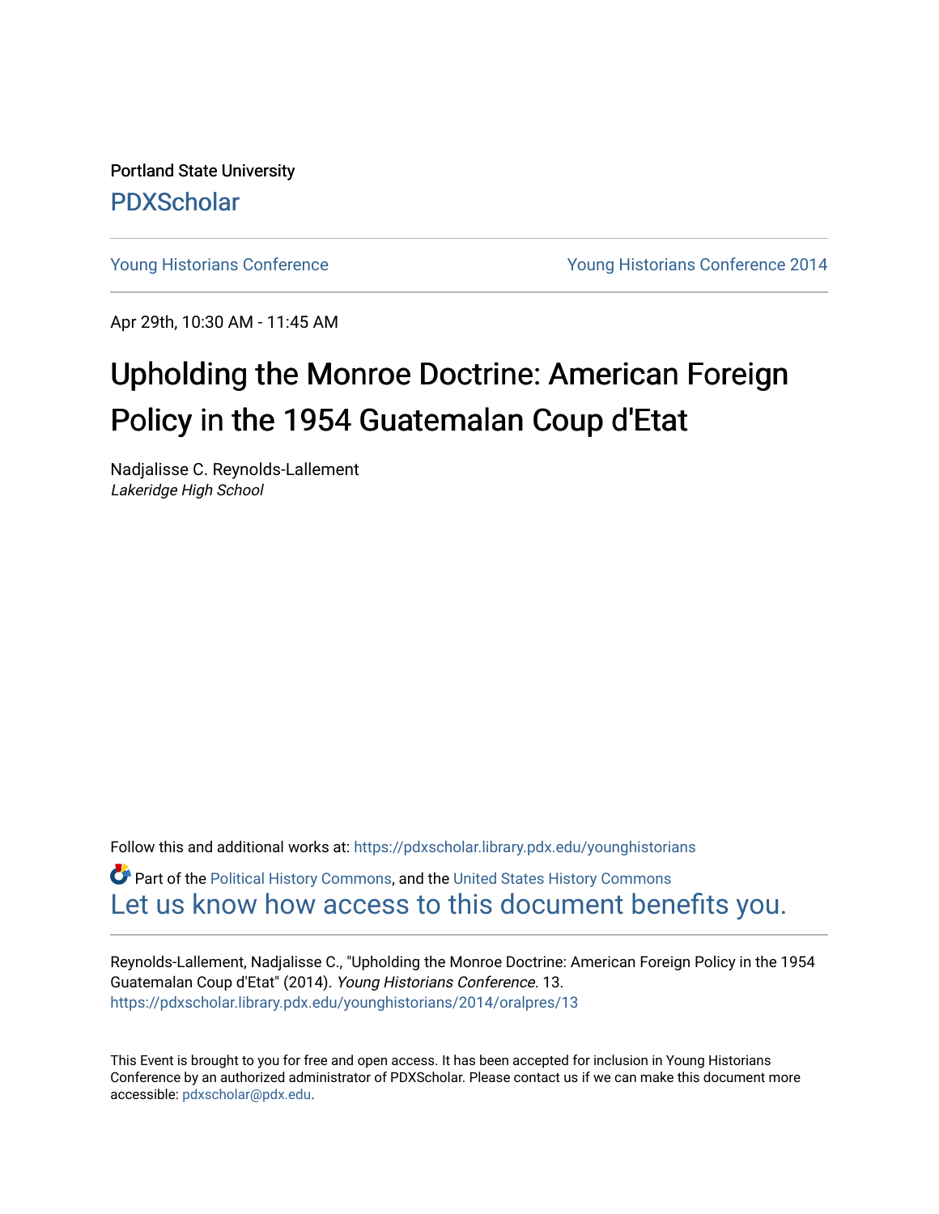Portland State University

PDXScholar

Young Historians Conference | Young Historians Conference 2014

Apr 29th, 10:30 AM - 11:45 AM

# Upholding the Monroe Doctrine: American Foreign Policy in the 1954 Guatemalan Coup d'Etat

Nadjalisse C. Reynolds-Lallement
*Lakeridge High School*

Follow this and additional works at: https://pdxscholar.library.pdx.edu/younghistorians

Part of the Political History Commons, and the United States History Commons

Let us know how access to this document benefits you.

Reynolds-Lallement, Nadjalisse C., "Upholding the Monroe Doctrine: American Foreign Policy in the 1954 Guatemalan Coup d'Etat" (2014). *Young Historians Conference*. 13.
https://pdxscholar.library.pdx.edu/younghistorians/2014/oralpres/13

This Event is brought to you for free and open access. It has been accepted for inclusion in Young Historians Conference by an authorized administrator of PDXScholar. Please contact us if we can make this document more accessible: pdxscholar@pdx.edu.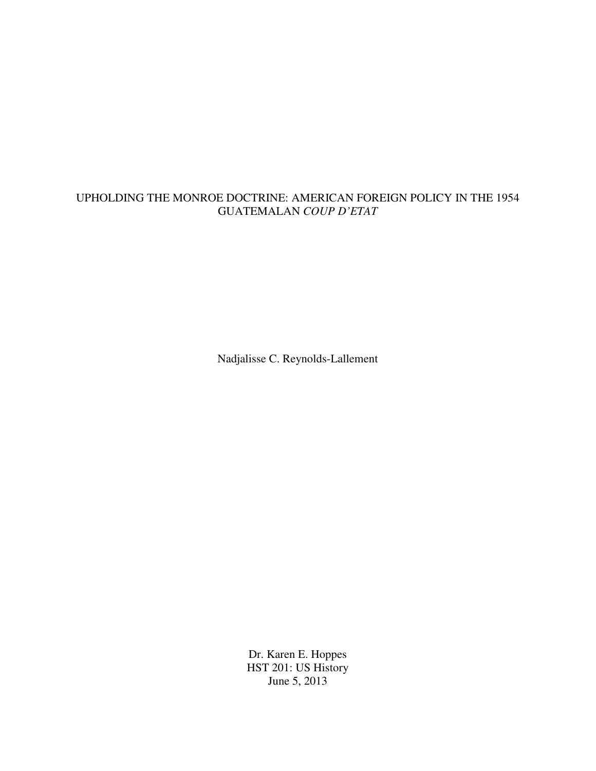# UPHOLDING THE MONROE DOCTRINE: AMERICAN FOREIGN POLICY IN THE 1954 GUATEMALAN *COUP D'ETAT*

Nadjalisse C. Reynolds-Lallement

Dr. Karen E. Hoppes
HST 201: US History
June 5, 2013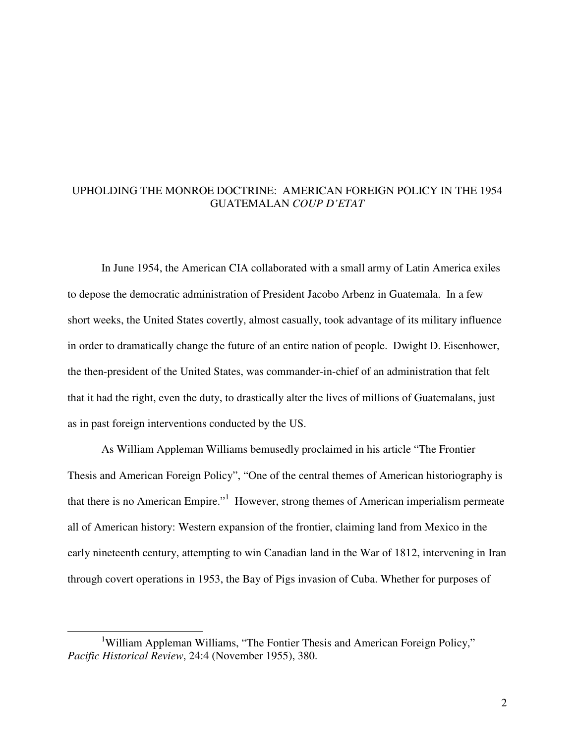# UPHOLDING THE MONROE DOCTRINE: AMERICAN FOREIGN POLICY IN THE 1954 GUATEMALAN *COUP D'ETAT*

In June 1954, the American CIA collaborated with a small army of Latin America exiles to depose the democratic administration of President Jacobo Arbenz in Guatemala. In a few short weeks, the United States covertly, almost casually, took advantage of its military influence in order to dramatically change the future of an entire nation of people. Dwight D. Eisenhower, the then-president of the United States, was commander-in-chief of an administration that felt that it had the right, even the duty, to drastically alter the lives of millions of Guatemalans, just as in past foreign interventions conducted by the US.

As William Appleman Williams bemusedly proclaimed in his article "The Frontier Thesis and American Foreign Policy", "One of the central themes of American historiography is that there is no American Empire."[1] However, strong themes of American imperialism permeate all of American history: Western expansion of the frontier, claiming land from Mexico in the early nineteenth century, attempting to win Canadian land in the War of 1812, intervening in Iran through covert operations in 1953, the Bay of Pigs invasion of Cuba. Whether for purposes of

---

[1] William Appleman Williams, "The Fontier Thesis and American Foreign Policy," *Pacific Historical Review*, 24:4 (November 1955), 380.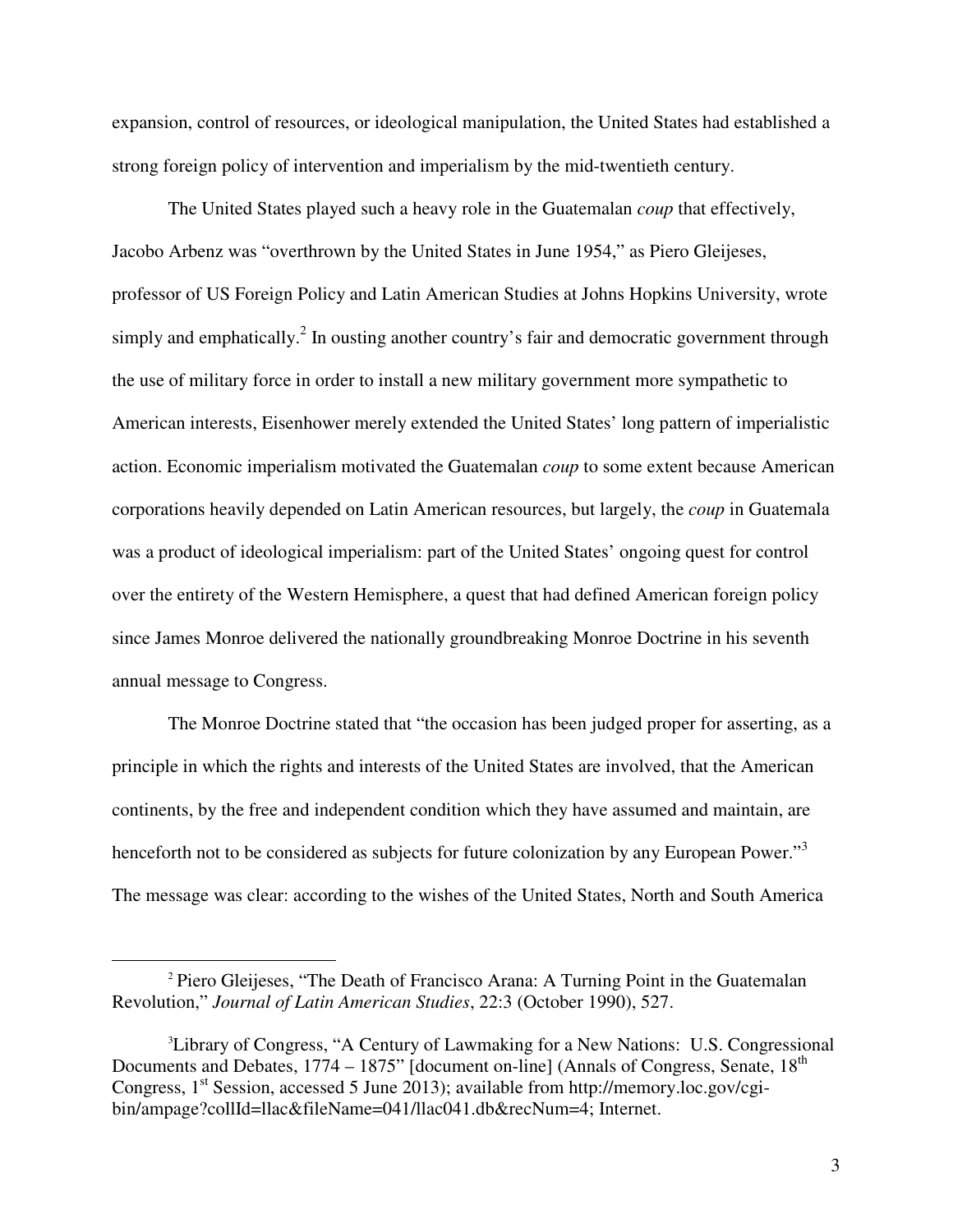expansion, control of resources, or ideological manipulation, the United States had established a strong foreign policy of intervention and imperialism by the mid-twentieth century.

The United States played such a heavy role in the Guatemalan *coup* that effectively, Jacobo Arbenz was "overthrown by the United States in June 1954," as Piero Gleijeses, professor of US Foreign Policy and Latin American Studies at Johns Hopkins University, wrote simply and emphatically.[2] In ousting another country's fair and democratic government through the use of military force in order to install a new military government more sympathetic to American interests, Eisenhower merely extended the United States' long pattern of imperialistic action. Economic imperialism motivated the Guatemalan *coup* to some extent because American corporations heavily depended on Latin American resources, but largely, the *coup* in Guatemala was a product of ideological imperialism: part of the United States' ongoing quest for control over the entirety of the Western Hemisphere, a quest that had defined American foreign policy since James Monroe delivered the nationally groundbreaking Monroe Doctrine in his seventh annual message to Congress.

The Monroe Doctrine stated that "the occasion has been judged proper for asserting, as a principle in which the rights and interests of the United States are involved, that the American continents, by the free and independent condition which they have assumed and maintain, are henceforth not to be considered as subjects for future colonization by any European Power."[3] The message was clear: according to the wishes of the United States, North and South America

---

[2] Piero Gleijeses, "The Death of Francisco Arana: A Turning Point in the Guatemalan Revolution," *Journal of Latin American Studies*, 22:3 (October 1990), 527.

[3] Library of Congress, "A Century of Lawmaking for a New Nations: U.S. Congressional Documents and Debates, 1774 – 1875" [document on-line] (Annals of Congress, Senate, 18th Congress, 1st Session, accessed 5 June 2013); available from http://memory.loc.gov/cgi-bin/ampage?collId=llac&fileName=041/llac041.db&recNum=4; Internet.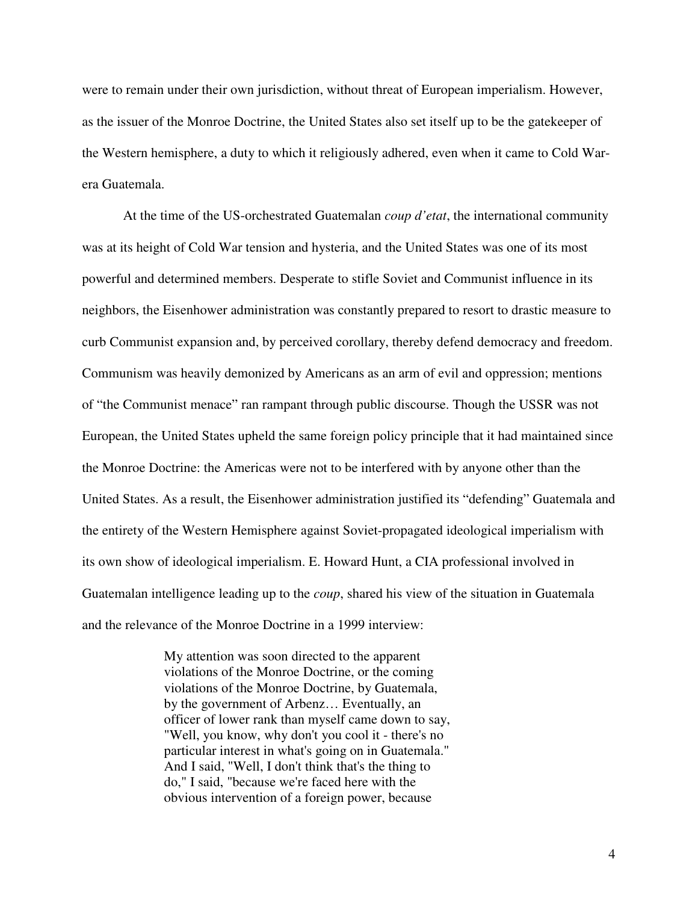were to remain under their own jurisdiction, without threat of European imperialism. However, as the issuer of the Monroe Doctrine, the United States also set itself up to be the gatekeeper of the Western hemisphere, a duty to which it religiously adhered, even when it came to Cold War-era Guatemala.

At the time of the US-orchestrated Guatemalan *coup d'etat*, the international community was at its height of Cold War tension and hysteria, and the United States was one of its most powerful and determined members. Desperate to stifle Soviet and Communist influence in its neighbors, the Eisenhower administration was constantly prepared to resort to drastic measure to curb Communist expansion and, by perceived corollary, thereby defend democracy and freedom. Communism was heavily demonized by Americans as an arm of evil and oppression; mentions of "the Communist menace" ran rampant through public discourse. Though the USSR was not European, the United States upheld the same foreign policy principle that it had maintained since the Monroe Doctrine: the Americas were not to be interfered with by anyone other than the United States. As a result, the Eisenhower administration justified its "defending" Guatemala and the entirety of the Western Hemisphere against Soviet-propagated ideological imperialism with its own show of ideological imperialism. E. Howard Hunt, a CIA professional involved in Guatemalan intelligence leading up to the *coup*, shared his view of the situation in Guatemala and the relevance of the Monroe Doctrine in a 1999 interview:

> My attention was soon directed to the apparent violations of the Monroe Doctrine, or the coming violations of the Monroe Doctrine, by Guatemala, by the government of Arbenz… Eventually, an officer of lower rank than myself came down to say, "Well, you know, why don't you cool it - there's no particular interest in what's going on in Guatemala." And I said, "Well, I don't think that's the thing to do," I said, "because we're faced here with the obvious intervention of a foreign power, because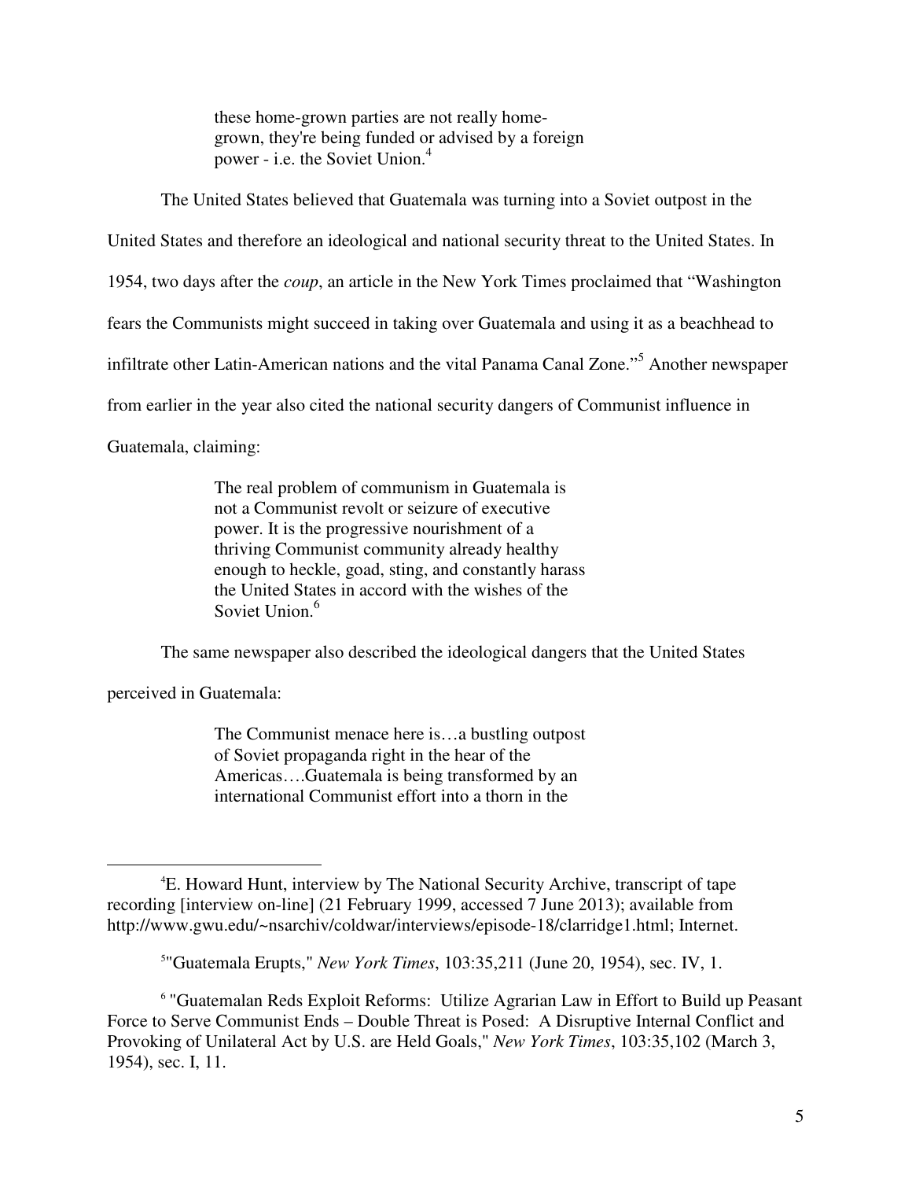> these home-grown parties are not really home-grown, they're being funded or advised by a foreign power - i.e. the Soviet Union.[4]

The United States believed that Guatemala was turning into a Soviet outpost in the United States and therefore an ideological and national security threat to the United States. In 1954, two days after the *coup*, an article in the New York Times proclaimed that "Washington fears the Communists might succeed in taking over Guatemala and using it as a beachhead to infiltrate other Latin-American nations and the vital Panama Canal Zone."[5] Another newspaper from earlier in the year also cited the national security dangers of Communist influence in Guatemala, claiming:

> The real problem of communism in Guatemala is not a Communist revolt or seizure of executive power. It is the progressive nourishment of a thriving Communist community already healthy enough to heckle, goad, sting, and constantly harass the United States in accord with the wishes of the Soviet Union.[6]

The same newspaper also described the ideological dangers that the United States perceived in Guatemala:

> The Communist menace here is…a bustling outpost of Soviet propaganda right in the hear of the Americas….Guatemala is being transformed by an international Communist effort into a thorn in the

---

[4] E. Howard Hunt, interview by The National Security Archive, transcript of tape recording [interview on-line] (21 February 1999, accessed 7 June 2013); available from http://www.gwu.edu/~nsarchiv/coldwar/interviews/episode-18/clarridge1.html; Internet.

[5] "Guatemala Erupts," *New York Times*, 103:35,211 (June 20, 1954), sec. IV, 1.

[6] "Guatemalan Reds Exploit Reforms: Utilize Agrarian Law in Effort to Build up Peasant Force to Serve Communist Ends – Double Threat is Posed: A Disruptive Internal Conflict and Provoking of Unilateral Act by U.S. are Held Goals," *New York Times*, 103:35,102 (March 3, 1954), sec. I, 11.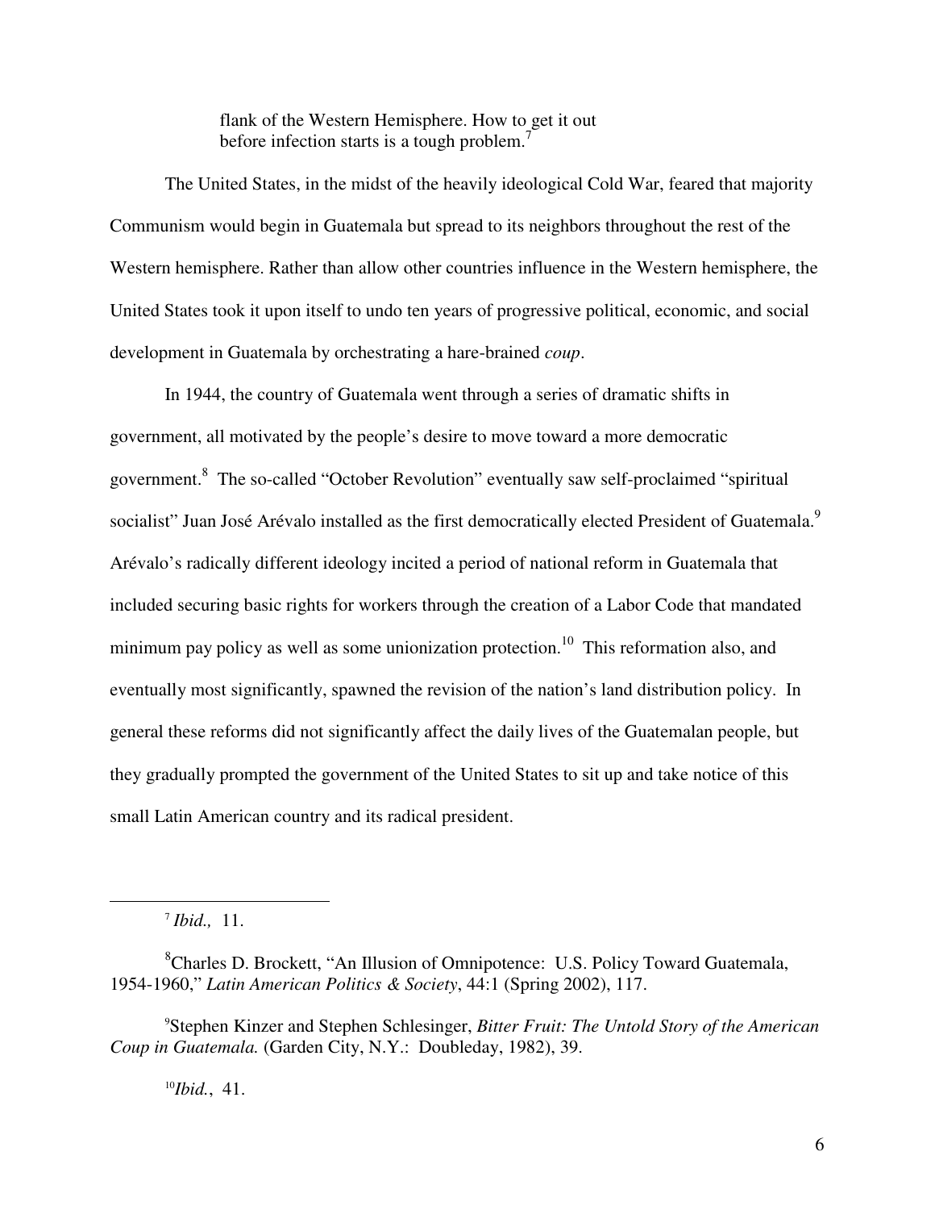> flank of the Western Hemisphere. How to get it out before infection starts is a tough problem.[7]

The United States, in the midst of the heavily ideological Cold War, feared that majority Communism would begin in Guatemala but spread to its neighbors throughout the rest of the Western hemisphere. Rather than allow other countries influence in the Western hemisphere, the United States took it upon itself to undo ten years of progressive political, economic, and social development in Guatemala by orchestrating a hare-brained *coup*.

In 1944, the country of Guatemala went through a series of dramatic shifts in government, all motivated by the people's desire to move toward a more democratic government.[8] The so-called "October Revolution" eventually saw self-proclaimed "spiritual socialist" Juan José Arévalo installed as the first democratically elected President of Guatemala.[9] Arévalo's radically different ideology incited a period of national reform in Guatemala that included securing basic rights for workers through the creation of a Labor Code that mandated minimum pay policy as well as some unionization protection.[10] This reformation also, and eventually most significantly, spawned the revision of the nation's land distribution policy. In general these reforms did not significantly affect the daily lives of the Guatemalan people, but they gradually prompted the government of the United States to sit up and take notice of this small Latin American country and its radical president.

---

[7] *Ibid.,* 11.

[8] Charles D. Brockett, "An Illusion of Omnipotence: U.S. Policy Toward Guatemala, 1954-1960," *Latin American Politics & Society*, 44:1 (Spring 2002), 117.

[9] Stephen Kinzer and Stephen Schlesinger, *Bitter Fruit: The Untold Story of the American Coup in Guatemala.* (Garden City, N.Y.: Doubleday, 1982), 39.

[10] *Ibid.*, 41.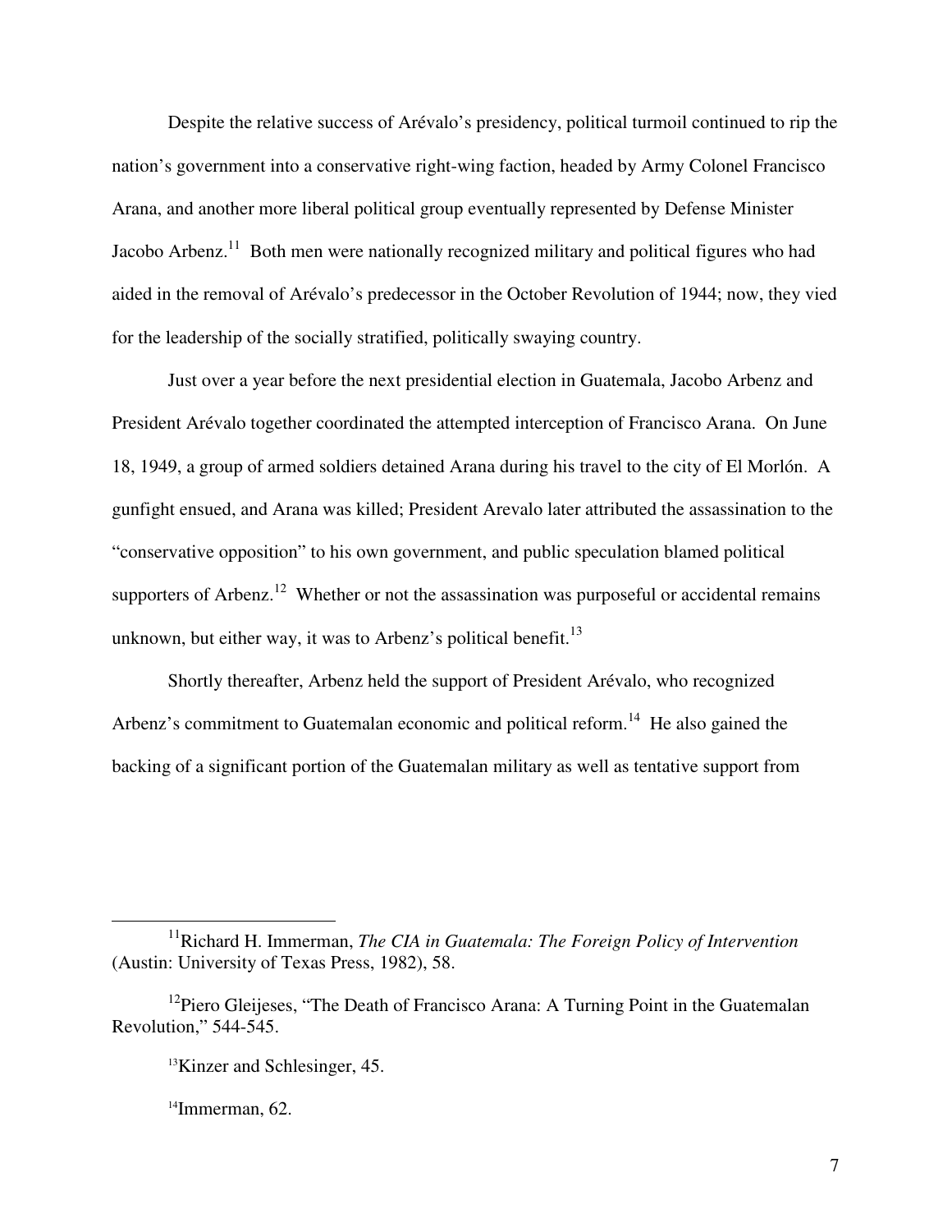Despite the relative success of Arévalo's presidency, political turmoil continued to rip the nation's government into a conservative right-wing faction, headed by Army Colonel Francisco Arana, and another more liberal political group eventually represented by Defense Minister Jacobo Arbenz.[11] Both men were nationally recognized military and political figures who had aided in the removal of Arévalo's predecessor in the October Revolution of 1944; now, they vied for the leadership of the socially stratified, politically swaying country.

Just over a year before the next presidential election in Guatemala, Jacobo Arbenz and President Arévalo together coordinated the attempted interception of Francisco Arana. On June 18, 1949, a group of armed soldiers detained Arana during his travel to the city of El Morlón. A gunfight ensued, and Arana was killed; President Arevalo later attributed the assassination to the "conservative opposition" to his own government, and public speculation blamed political supporters of Arbenz.[12] Whether or not the assassination was purposeful or accidental remains unknown, but either way, it was to Arbenz's political benefit.[13]

Shortly thereafter, Arbenz held the support of President Arévalo, who recognized Arbenz's commitment to Guatemalan economic and political reform.[14] He also gained the backing of a significant portion of the Guatemalan military as well as tentative support from

---

[11] Richard H. Immerman, *The CIA in Guatemala: The Foreign Policy of Intervention* (Austin: University of Texas Press, 1982), 58.

[12] Piero Gleijeses, "The Death of Francisco Arana: A Turning Point in the Guatemalan Revolution," 544-545.

[13] Kinzer and Schlesinger, 45.

[14] Immerman, 62.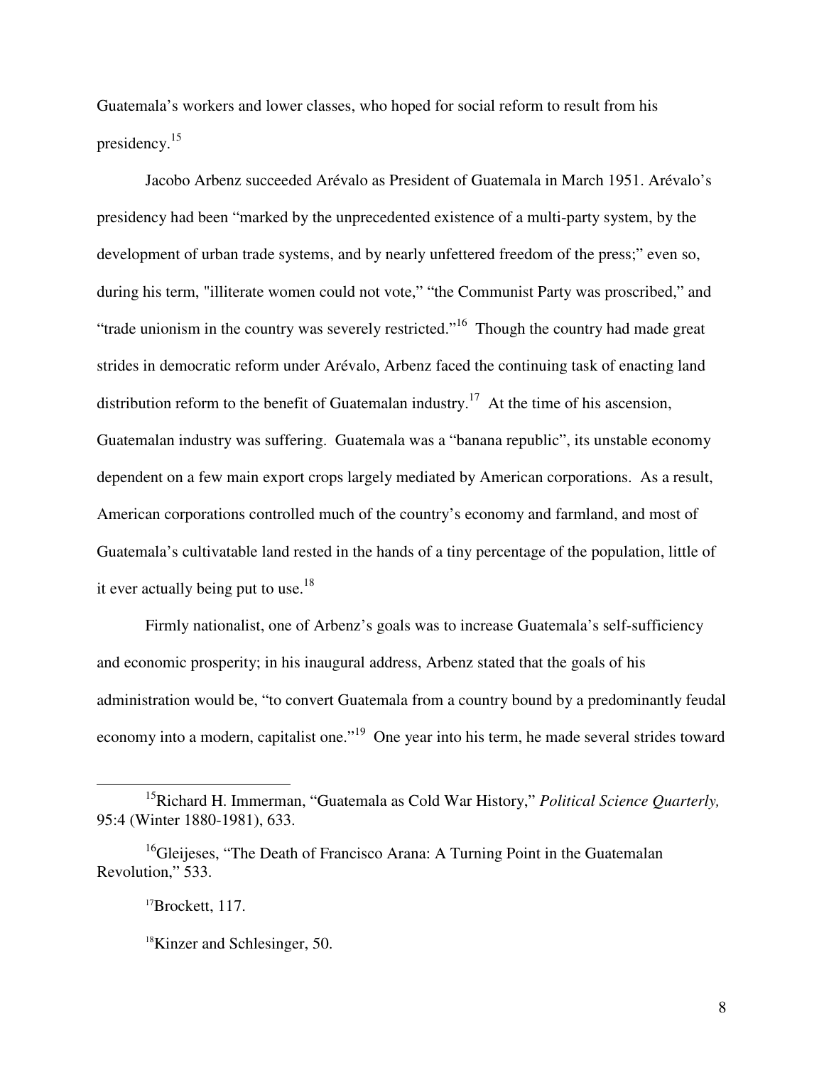Guatemala's workers and lower classes, who hoped for social reform to result from his presidency.[15]

Jacobo Arbenz succeeded Arévalo as President of Guatemala in March 1951. Arévalo's presidency had been "marked by the unprecedented existence of a multi-party system, by the development of urban trade systems, and by nearly unfettered freedom of the press;" even so, during his term, "illiterate women could not vote," "the Communist Party was proscribed," and "trade unionism in the country was severely restricted."[16] Though the country had made great strides in democratic reform under Arévalo, Arbenz faced the continuing task of enacting land distribution reform to the benefit of Guatemalan industry.[17] At the time of his ascension, Guatemalan industry was suffering. Guatemala was a "banana republic", its unstable economy dependent on a few main export crops largely mediated by American corporations. As a result, American corporations controlled much of the country's economy and farmland, and most of Guatemala's cultivatable land rested in the hands of a tiny percentage of the population, little of it ever actually being put to use.[18]

Firmly nationalist, one of Arbenz's goals was to increase Guatemala's self-sufficiency and economic prosperity; in his inaugural address, Arbenz stated that the goals of his administration would be, "to convert Guatemala from a country bound by a predominantly feudal economy into a modern, capitalist one."[19] One year into his term, he made several strides toward

---

[15] Richard H. Immerman, "Guatemala as Cold War History," *Political Science Quarterly,* 95:4 (Winter 1880-1981), 633.

[16] Gleijeses, "The Death of Francisco Arana: A Turning Point in the Guatemalan Revolution," 533.

[17] Brockett, 117.

[18] Kinzer and Schlesinger, 50.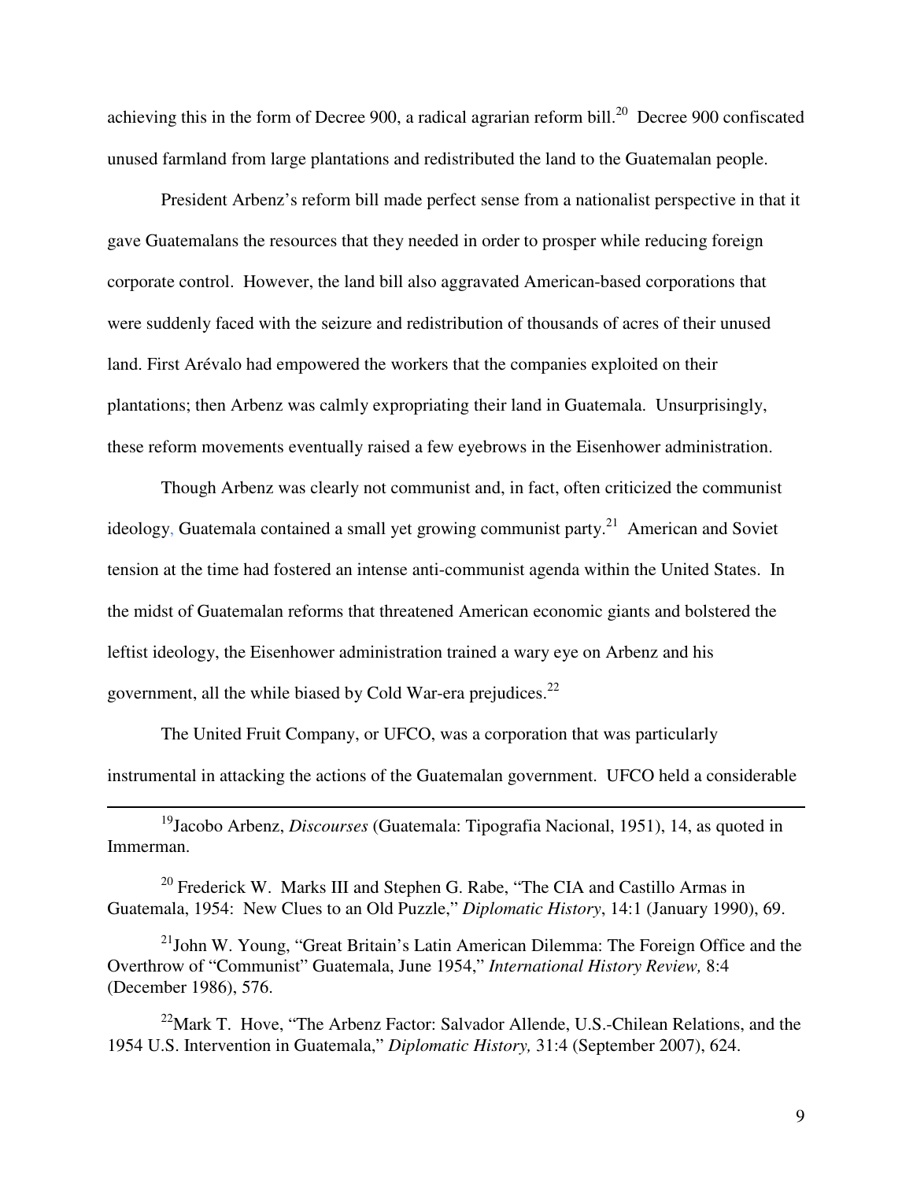achieving this in the form of Decree 900, a radical agrarian reform bill.[20] Decree 900 confiscated unused farmland from large plantations and redistributed the land to the Guatemalan people.

President Arbenz's reform bill made perfect sense from a nationalist perspective in that it gave Guatemalans the resources that they needed in order to prosper while reducing foreign corporate control. However, the land bill also aggravated American-based corporations that were suddenly faced with the seizure and redistribution of thousands of acres of their unused land. First Arévalo had empowered the workers that the companies exploited on their plantations; then Arbenz was calmly expropriating their land in Guatemala. Unsurprisingly, these reform movements eventually raised a few eyebrows in the Eisenhower administration.

Though Arbenz was clearly not communist and, in fact, often criticized the communist ideology, Guatemala contained a small yet growing communist party.[21] American and Soviet tension at the time had fostered an intense anti-communist agenda within the United States. In the midst of Guatemalan reforms that threatened American economic giants and bolstered the leftist ideology, the Eisenhower administration trained a wary eye on Arbenz and his government, all the while biased by Cold War-era prejudices.[22]

The United Fruit Company, or UFCO, was a corporation that was particularly instrumental in attacking the actions of the Guatemalan government. UFCO held a considerable

---

[19] Jacobo Arbenz, *Discourses* (Guatemala: Tipografia Nacional, 1951), 14, as quoted in Immerman.

[20] Frederick W. Marks III and Stephen G. Rabe, "The CIA and Castillo Armas in Guatemala, 1954: New Clues to an Old Puzzle," *Diplomatic History*, 14:1 (January 1990), 69.

[21] John W. Young, "Great Britain's Latin American Dilemma: The Foreign Office and the Overthrow of "Communist" Guatemala, June 1954," *International History Review,* 8:4 (December 1986), 576.

[22] Mark T. Hove, "The Arbenz Factor: Salvador Allende, U.S.-Chilean Relations, and the 1954 U.S. Intervention in Guatemala," *Diplomatic History,* 31:4 (September 2007), 624.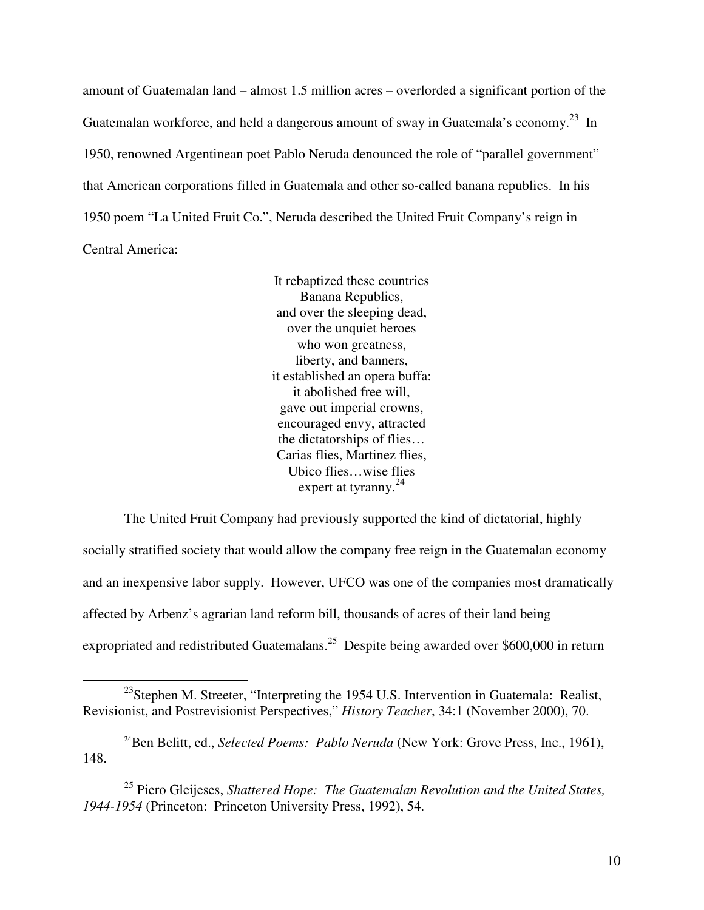amount of Guatemalan land – almost 1.5 million acres – overlorded a significant portion of the Guatemalan workforce, and held a dangerous amount of sway in Guatemala's economy.[23] In 1950, renowned Argentinean poet Pablo Neruda denounced the role of "parallel government" that American corporations filled in Guatemala and other so-called banana republics. In his 1950 poem "La United Fruit Co.", Neruda described the United Fruit Company's reign in Central America:

> It rebaptized these countries  
> Banana Republics,  
> and over the sleeping dead,  
> over the unquiet heroes  
> who won greatness,  
> liberty, and banners,  
> it established an opera buffa:  
> it abolished free will,  
> gave out imperial crowns,  
> encouraged envy, attracted  
> the dictatorships of flies…  
> Carias flies, Martinez flies,  
> Ubico flies…wise flies  
> expert at tyranny.[24]

The United Fruit Company had previously supported the kind of dictatorial, highly socially stratified society that would allow the company free reign in the Guatemalan economy and an inexpensive labor supply. However, UFCO was one of the companies most dramatically affected by Arbenz's agrarian land reform bill, thousands of acres of their land being expropriated and redistributed Guatemalans.[25] Despite being awarded over $600,000 in return

---

[23] Stephen M. Streeter, "Interpreting the 1954 U.S. Intervention in Guatemala: Realist, Revisionist, and Postrevisionist Perspectives," *History Teacher*, 34:1 (November 2000), 70.

[24] Ben Belitt, ed., *Selected Poems: Pablo Neruda* (New York: Grove Press, Inc., 1961), 148.

[25] Piero Gleijeses, *Shattered Hope: The Guatemalan Revolution and the United States, 1944-1954* (Princeton: Princeton University Press, 1992), 54.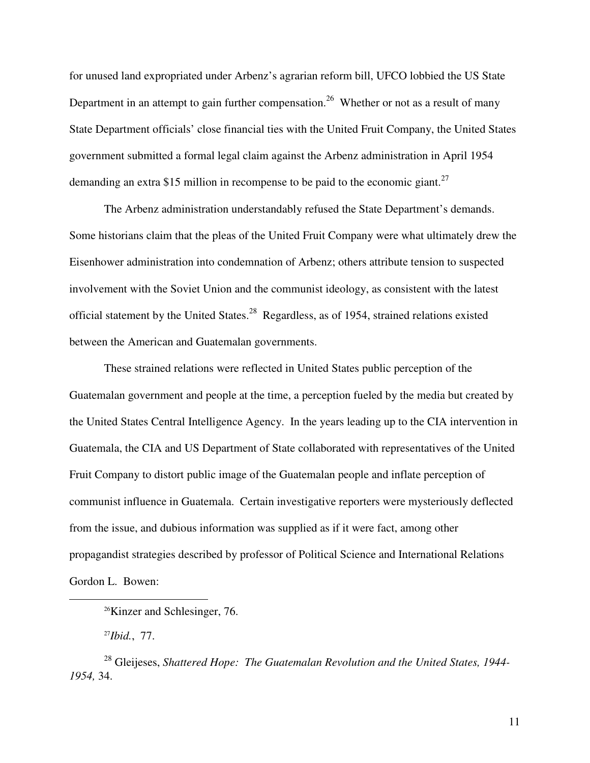for unused land expropriated under Arbenz's agrarian reform bill, UFCO lobbied the US State Department in an attempt to gain further compensation.[26] Whether or not as a result of many State Department officials' close financial ties with the United Fruit Company, the United States government submitted a formal legal claim against the Arbenz administration in April 1954 demanding an extra $15 million in recompense to be paid to the economic giant.[27]

The Arbenz administration understandably refused the State Department's demands. Some historians claim that the pleas of the United Fruit Company were what ultimately drew the Eisenhower administration into condemnation of Arbenz; others attribute tension to suspected involvement with the Soviet Union and the communist ideology, as consistent with the latest official statement by the United States.[28] Regardless, as of 1954, strained relations existed between the American and Guatemalan governments.

These strained relations were reflected in United States public perception of the Guatemalan government and people at the time, a perception fueled by the media but created by the United States Central Intelligence Agency. In the years leading up to the CIA intervention in Guatemala, the CIA and US Department of State collaborated with representatives of the United Fruit Company to distort public image of the Guatemalan people and inflate perception of communist influence in Guatemala. Certain investigative reporters were mysteriously deflected from the issue, and dubious information was supplied as if it were fact, among other propagandist strategies described by professor of Political Science and International Relations Gordon L. Bowen:

---

[26] Kinzer and Schlesinger, 76.

[27] *Ibid.*, 77.

[28] Gleijeses, *Shattered Hope: The Guatemalan Revolution and the United States, 1944-1954,* 34.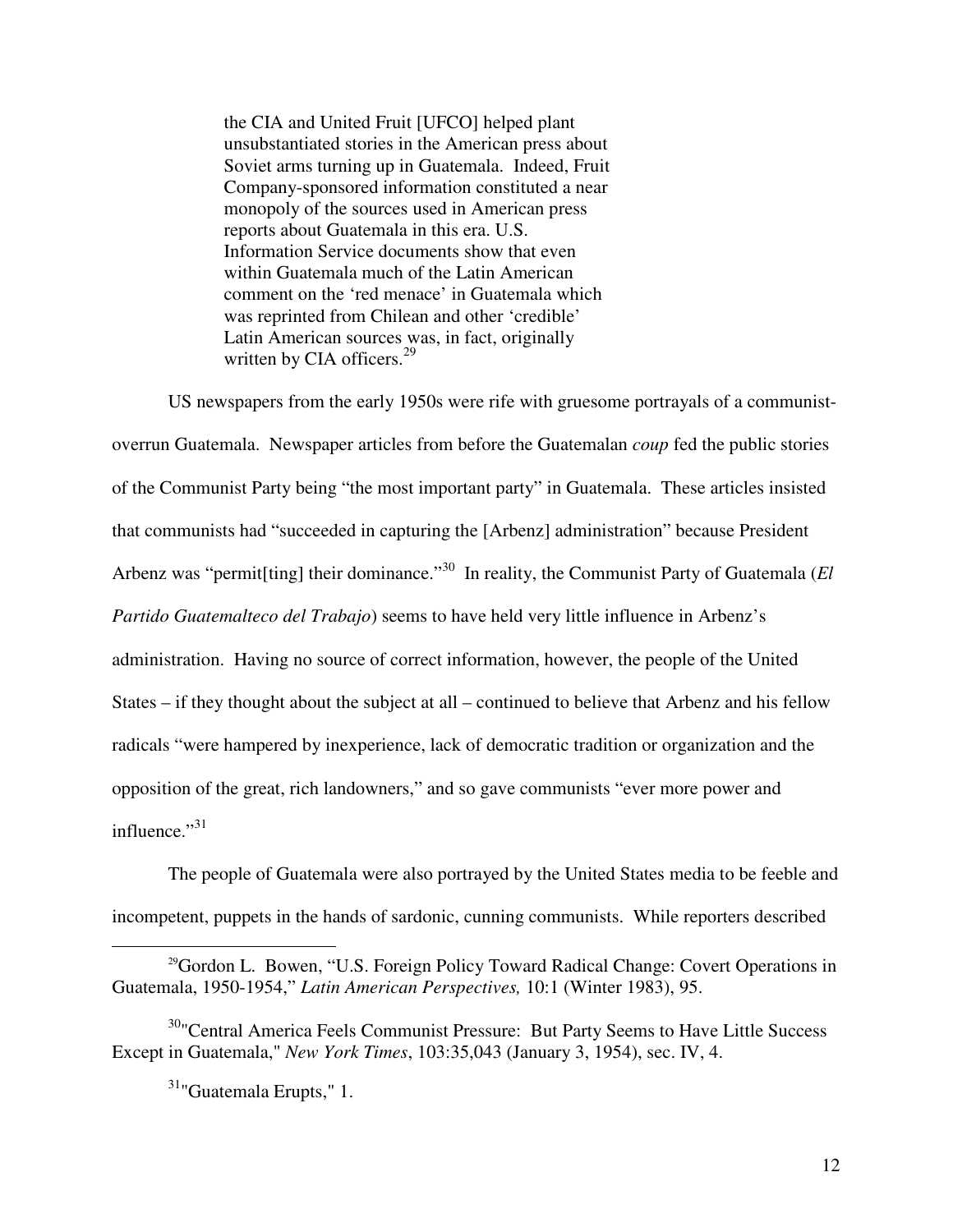> the CIA and United Fruit [UFCO] helped plant unsubstantiated stories in the American press about Soviet arms turning up in Guatemala. Indeed, Fruit Company-sponsored information constituted a near monopoly of the sources used in American press reports about Guatemala in this era. U.S. Information Service documents show that even within Guatemala much of the Latin American comment on the 'red menace' in Guatemala which was reprinted from Chilean and other 'credible' Latin American sources was, in fact, originally written by CIA officers.[29]

US newspapers from the early 1950s were rife with gruesome portrayals of a communist-overrun Guatemala. Newspaper articles from before the Guatemalan *coup* fed the public stories of the Communist Party being "the most important party" in Guatemala. These articles insisted that communists had "succeeded in capturing the [Arbenz] administration" because President Arbenz was "permit[ting] their dominance."[30] In reality, the Communist Party of Guatemala (*El Partido Guatemalteco del Trabajo*) seems to have held very little influence in Arbenz's administration. Having no source of correct information, however, the people of the United States – if they thought about the subject at all – continued to believe that Arbenz and his fellow radicals "were hampered by inexperience, lack of democratic tradition or organization and the opposition of the great, rich landowners," and so gave communists "ever more power and influence."[31]

The people of Guatemala were also portrayed by the United States media to be feeble and incompetent, puppets in the hands of sardonic, cunning communists. While reporters described

---

[29] Gordon L. Bowen, "U.S. Foreign Policy Toward Radical Change: Covert Operations in Guatemala, 1950-1954," *Latin American Perspectives,* 10:1 (Winter 1983), 95.

[30] "Central America Feels Communist Pressure: But Party Seems to Have Little Success Except in Guatemala," *New York Times*, 103:35,043 (January 3, 1954), sec. IV, 4.

[31] "Guatemala Erupts," 1.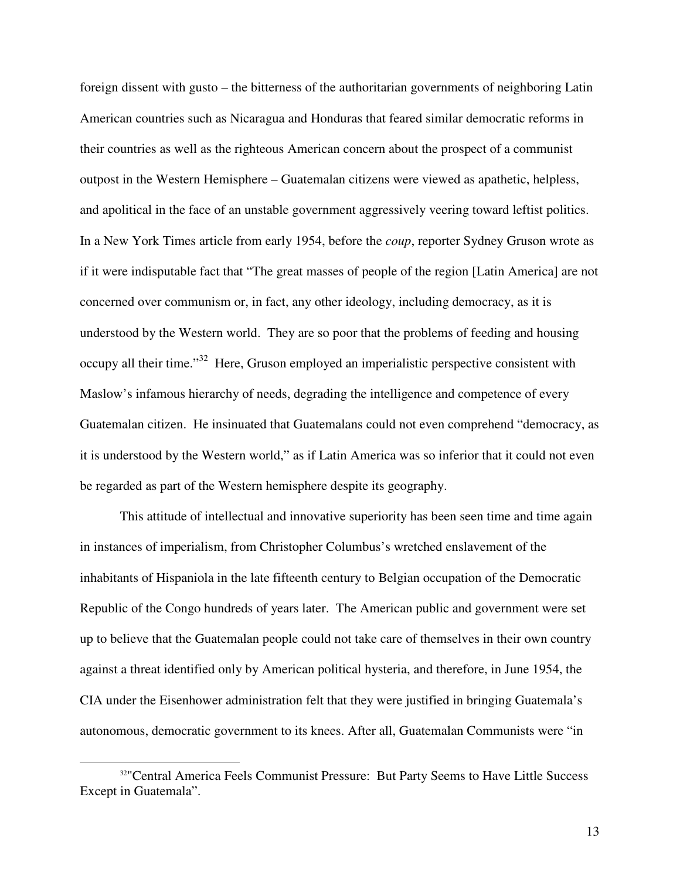foreign dissent with gusto – the bitterness of the authoritarian governments of neighboring Latin American countries such as Nicaragua and Honduras that feared similar democratic reforms in their countries as well as the righteous American concern about the prospect of a communist outpost in the Western Hemisphere – Guatemalan citizens were viewed as apathetic, helpless, and apolitical in the face of an unstable government aggressively veering toward leftist politics. In a New York Times article from early 1954, before the *coup*, reporter Sydney Gruson wrote as if it were indisputable fact that "The great masses of people of the region [Latin America] are not concerned over communism or, in fact, any other ideology, including democracy, as it is understood by the Western world. They are so poor that the problems of feeding and housing occupy all their time."[32] Here, Gruson employed an imperialistic perspective consistent with Maslow's infamous hierarchy of needs, degrading the intelligence and competence of every Guatemalan citizen. He insinuated that Guatemalans could not even comprehend "democracy, as it is understood by the Western world," as if Latin America was so inferior that it could not even be regarded as part of the Western hemisphere despite its geography.

This attitude of intellectual and innovative superiority has been seen time and time again in instances of imperialism, from Christopher Columbus's wretched enslavement of the inhabitants of Hispaniola in the late fifteenth century to Belgian occupation of the Democratic Republic of the Congo hundreds of years later. The American public and government were set up to believe that the Guatemalan people could not take care of themselves in their own country against a threat identified only by American political hysteria, and therefore, in June 1954, the CIA under the Eisenhower administration felt that they were justified in bringing Guatemala's autonomous, democratic government to its knees. After all, Guatemalan Communists were "in

[32] "Central America Feels Communist Pressure: But Party Seems to Have Little Success Except in Guatemala".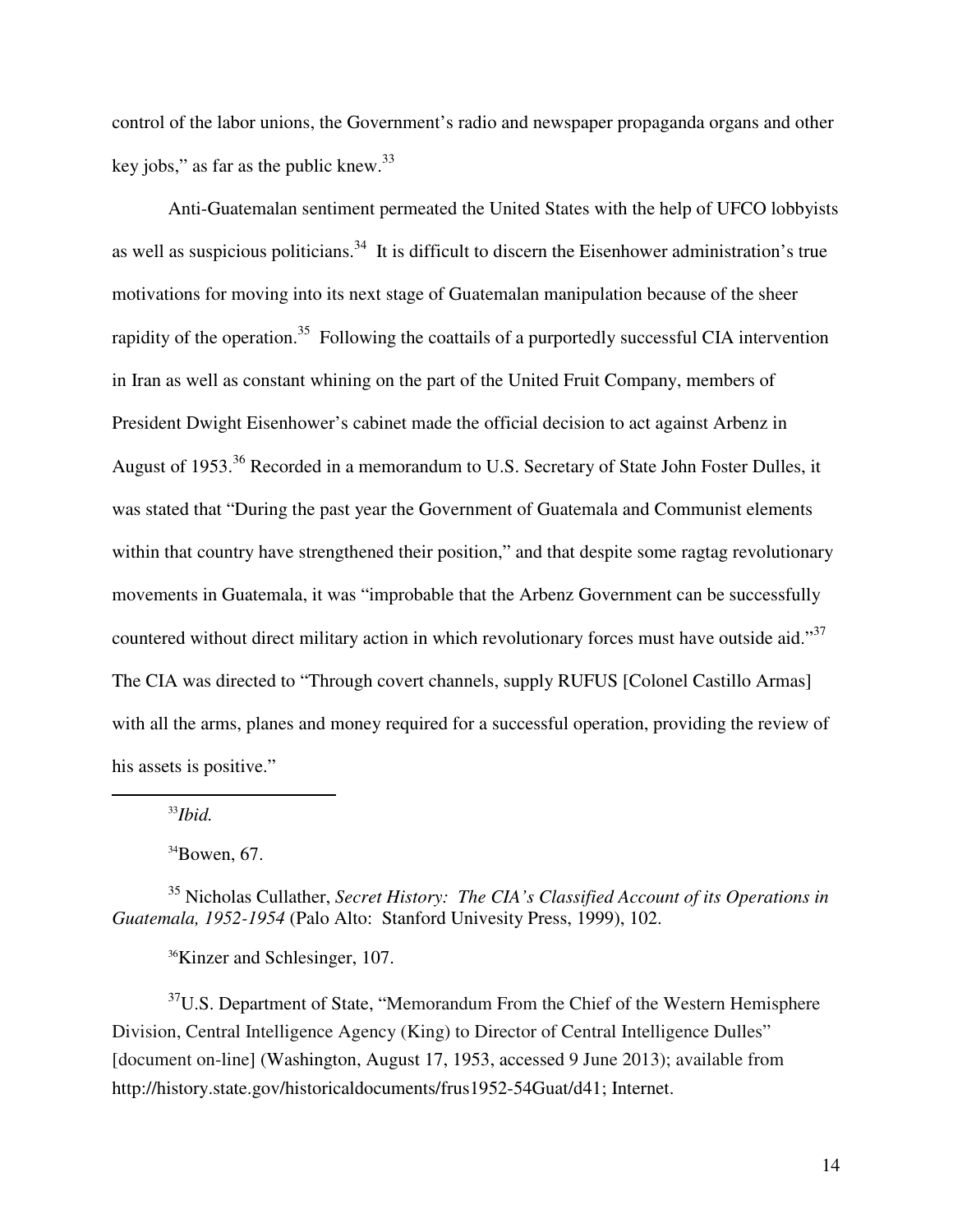control of the labor unions, the Government's radio and newspaper propaganda organs and other key jobs," as far as the public knew.[33]

Anti-Guatemalan sentiment permeated the United States with the help of UFCO lobbyists as well as suspicious politicians.[34] It is difficult to discern the Eisenhower administration's true motivations for moving into its next stage of Guatemalan manipulation because of the sheer rapidity of the operation.[35] Following the coattails of a purportedly successful CIA intervention in Iran as well as constant whining on the part of the United Fruit Company, members of President Dwight Eisenhower's cabinet made the official decision to act against Arbenz in August of 1953.[36] Recorded in a memorandum to U.S. Secretary of State John Foster Dulles, it was stated that "During the past year the Government of Guatemala and Communist elements within that country have strengthened their position," and that despite some ragtag revolutionary movements in Guatemala, it was "improbable that the Arbenz Government can be successfully countered without direct military action in which revolutionary forces must have outside aid."[37] The CIA was directed to "Through covert channels, supply RUFUS [Colonel Castillo Armas] with all the arms, planes and money required for a successful operation, providing the review of his assets is positive."

---

[33] *Ibid.*

[34] Bowen, 67.

[35] Nicholas Cullather, *Secret History: The CIA's Classified Account of its Operations in Guatemala, 1952-1954* (Palo Alto: Stanford Univesity Press, 1999), 102.

[36] Kinzer and Schlesinger, 107.

[37] U.S. Department of State, "Memorandum From the Chief of the Western Hemisphere Division, Central Intelligence Agency (King) to Director of Central Intelligence Dulles" [document on-line] (Washington, August 17, 1953, accessed 9 June 2013); available from http://history.state.gov/historicaldocuments/frus1952-54Guat/d41; Internet.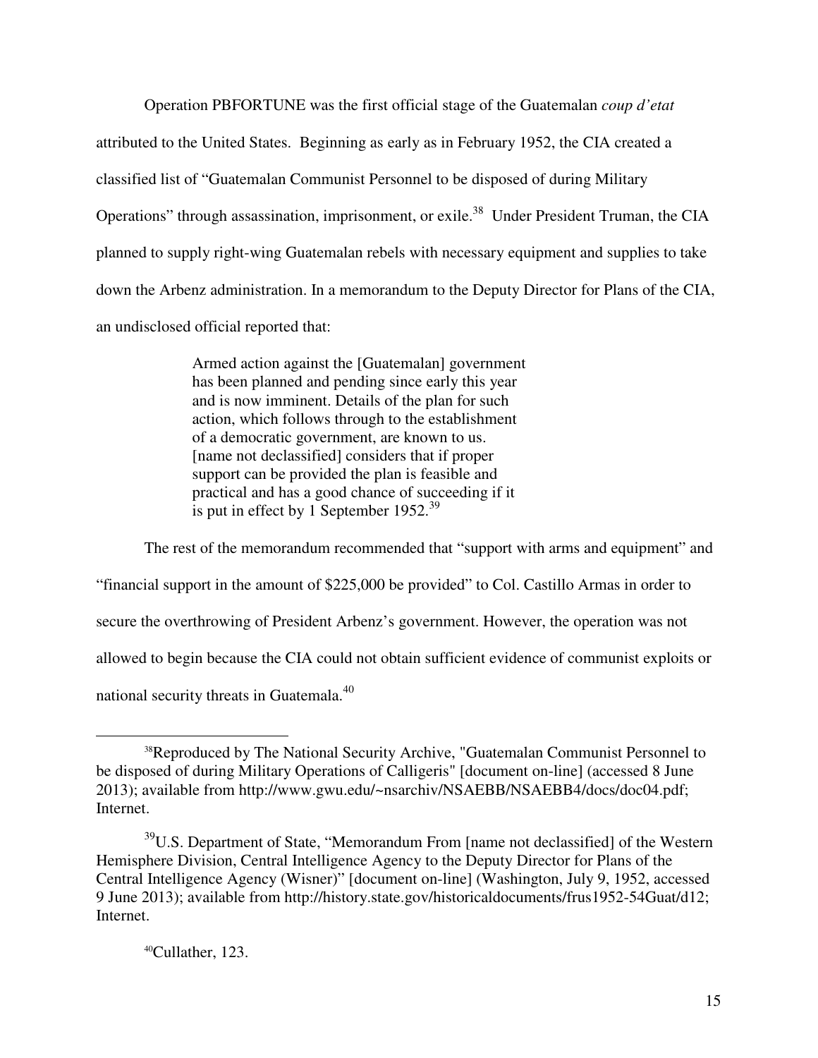Operation PBFORTUNE was the first official stage of the Guatemalan *coup d'etat* attributed to the United States. Beginning as early as in February 1952, the CIA created a classified list of "Guatemalan Communist Personnel to be disposed of during Military Operations" through assassination, imprisonment, or exile.[38] Under President Truman, the CIA planned to supply right-wing Guatemalan rebels with necessary equipment and supplies to take down the Arbenz administration. In a memorandum to the Deputy Director for Plans of the CIA, an undisclosed official reported that:

> Armed action against the [Guatemalan] government has been planned and pending since early this year and is now imminent. Details of the plan for such action, which follows through to the establishment of a democratic government, are known to us. [name not declassified] considers that if proper support can be provided the plan is feasible and practical and has a good chance of succeeding if it is put in effect by 1 September 1952.[39]

The rest of the memorandum recommended that "support with arms and equipment" and "financial support in the amount of $225,000 be provided" to Col. Castillo Armas in order to secure the overthrowing of President Arbenz's government. However, the operation was not allowed to begin because the CIA could not obtain sufficient evidence of communist exploits or national security threats in Guatemala.[40]

---

[38]Reproduced by The National Security Archive, "Guatemalan Communist Personnel to be disposed of during Military Operations of Calligeris" [document on-line] (accessed 8 June 2013); available from http://www.gwu.edu/~nsarchiv/NSAEBB/NSAEBB4/docs/doc04.pdf; Internet.

[39]U.S. Department of State, "Memorandum From [name not declassified] of the Western Hemisphere Division, Central Intelligence Agency to the Deputy Director for Plans of the Central Intelligence Agency (Wisner)" [document on-line] (Washington, July 9, 1952, accessed 9 June 2013); available from http://history.state.gov/historicaldocuments/frus1952-54Guat/d12; Internet.

[40]Cullather, 123.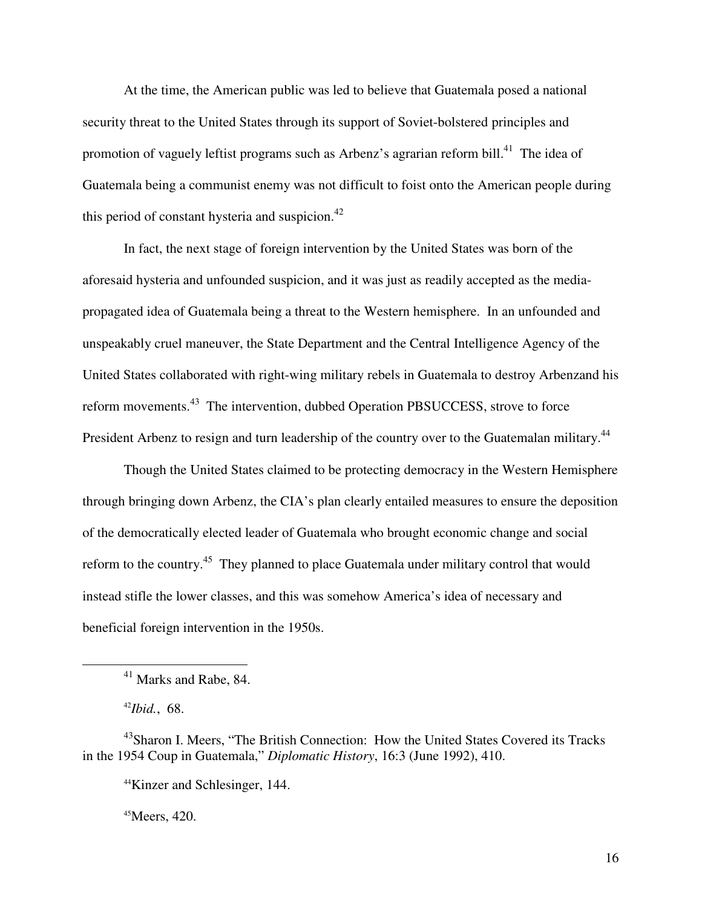At the time, the American public was led to believe that Guatemala posed a national security threat to the United States through its support of Soviet-bolstered principles and promotion of vaguely leftist programs such as Arbenz's agrarian reform bill.[41] The idea of Guatemala being a communist enemy was not difficult to foist onto the American people during this period of constant hysteria and suspicion.[42]

In fact, the next stage of foreign intervention by the United States was born of the aforesaid hysteria and unfounded suspicion, and it was just as readily accepted as the media-propagated idea of Guatemala being a threat to the Western hemisphere. In an unfounded and unspeakably cruel maneuver, the State Department and the Central Intelligence Agency of the United States collaborated with right-wing military rebels in Guatemala to destroy Arbenzand his reform movements.[43] The intervention, dubbed Operation PBSUCCESS, strove to force President Arbenz to resign and turn leadership of the country over to the Guatemalan military.[44]

Though the United States claimed to be protecting democracy in the Western Hemisphere through bringing down Arbenz, the CIA's plan clearly entailed measures to ensure the deposition of the democratically elected leader of Guatemala who brought economic change and social reform to the country.[45] They planned to place Guatemala under military control that would instead stifle the lower classes, and this was somehow America's idea of necessary and beneficial foreign intervention in the 1950s.

---

[41] Marks and Rabe, 84.

[42] *Ibid.*, 68.

[43] Sharon I. Meers, "The British Connection: How the United States Covered its Tracks in the 1954 Coup in Guatemala," *Diplomatic History*, 16:3 (June 1992), 410.

[44] Kinzer and Schlesinger, 144.

[45] Meers, 420.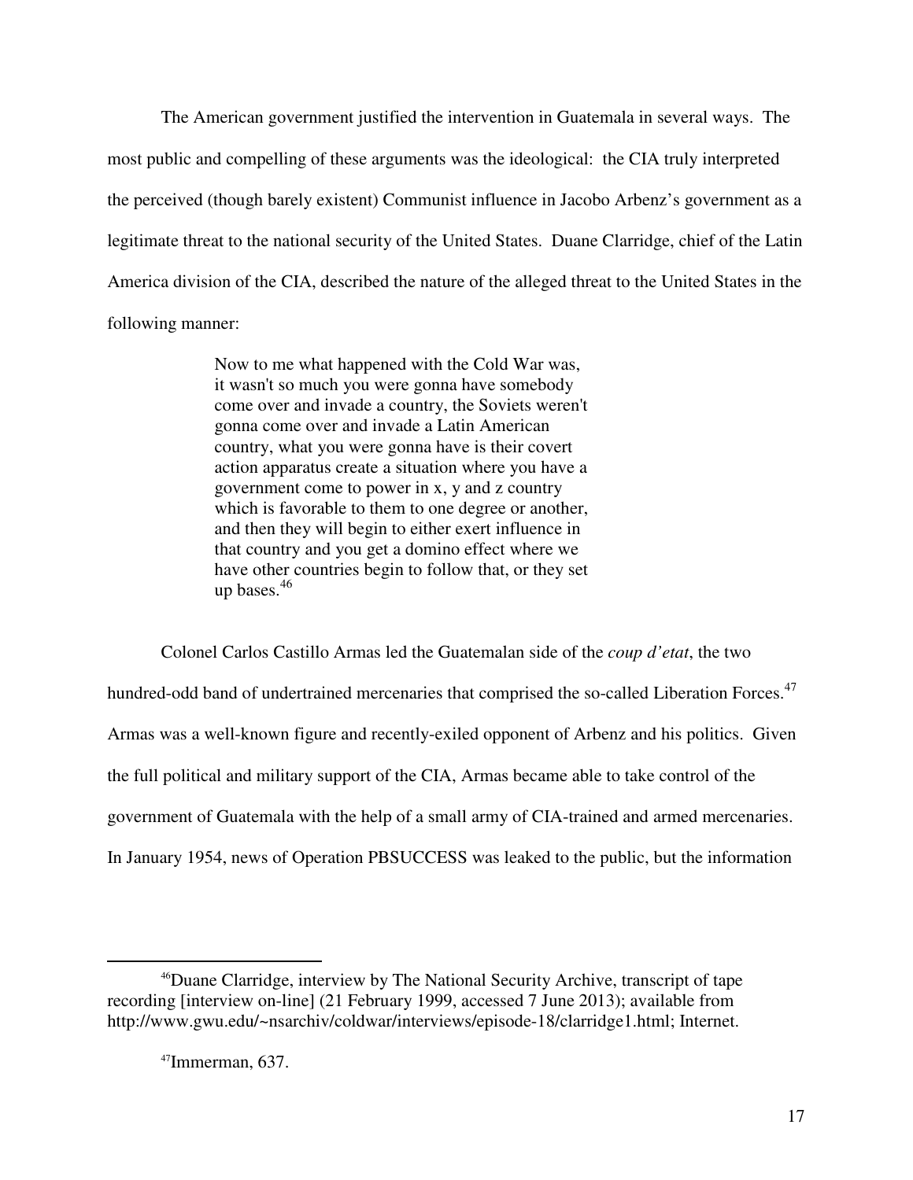The American government justified the intervention in Guatemala in several ways. The most public and compelling of these arguments was the ideological: the CIA truly interpreted the perceived (though barely existent) Communist influence in Jacobo Arbenz's government as a legitimate threat to the national security of the United States. Duane Clarridge, chief of the Latin America division of the CIA, described the nature of the alleged threat to the United States in the following manner:

> Now to me what happened with the Cold War was, it wasn't so much you were gonna have somebody come over and invade a country, the Soviets weren't gonna come over and invade a Latin American country, what you were gonna have is their covert action apparatus create a situation where you have a government come to power in x, y and z country which is favorable to them to one degree or another, and then they will begin to either exert influence in that country and you get a domino effect where we have other countries begin to follow that, or they set up bases.[46]

Colonel Carlos Castillo Armas led the Guatemalan side of the *coup d'etat*, the two hundred-odd band of undertrained mercenaries that comprised the so-called Liberation Forces.[47] Armas was a well-known figure and recently-exiled opponent of Arbenz and his politics. Given the full political and military support of the CIA, Armas became able to take control of the government of Guatemala with the help of a small army of CIA-trained and armed mercenaries. In January 1954, news of Operation PBSUCCESS was leaked to the public, but the information

---

[46] Duane Clarridge, interview by The National Security Archive, transcript of tape recording [interview on-line] (21 February 1999, accessed 7 June 2013); available from http://www.gwu.edu/~nsarchiv/coldwar/interviews/episode-18/clarridge1.html; Internet.

[47] Immerman, 637.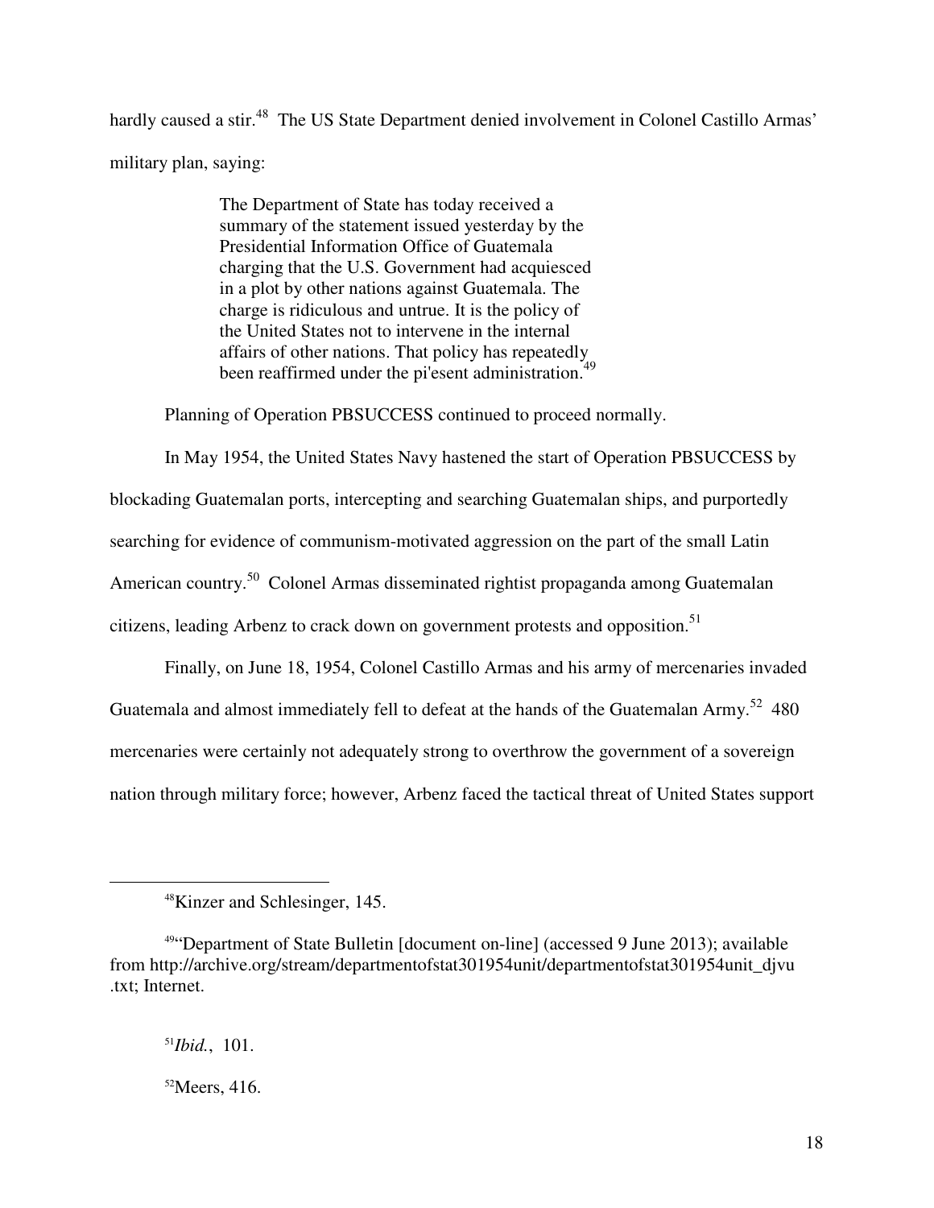hardly caused a stir.[48] The US State Department denied involvement in Colonel Castillo Armas' military plan, saying:

> The Department of State has today received a summary of the statement issued yesterday by the Presidential Information Office of Guatemala charging that the U.S. Government had acquiesced in a plot by other nations against Guatemala. The charge is ridiculous and untrue. It is the policy of the United States not to intervene in the internal affairs of other nations. That policy has repeatedly been reaffirmed under the pi'esent administration.[49]

Planning of Operation PBSUCCESS continued to proceed normally.

In May 1954, the United States Navy hastened the start of Operation PBSUCCESS by blockading Guatemalan ports, intercepting and searching Guatemalan ships, and purportedly searching for evidence of communism-motivated aggression on the part of the small Latin American country.[50] Colonel Armas disseminated rightist propaganda among Guatemalan citizens, leading Arbenz to crack down on government protests and opposition.[51]

Finally, on June 18, 1954, Colonel Castillo Armas and his army of mercenaries invaded Guatemala and almost immediately fell to defeat at the hands of the Guatemalan Army.[52] 480 mercenaries were certainly not adequately strong to overthrow the government of a sovereign nation through military force; however, Arbenz faced the tactical threat of United States support

---

[48]Kinzer and Schlesinger, 145.

[49]"Department of State Bulletin [document on-line] (accessed 9 June 2013); available from http://archive.org/stream/departmentofstat301954unit/departmentofstat301954unit_djvu.txt; Internet.

[51]*Ibid.*, 101.

[52]Meers, 416.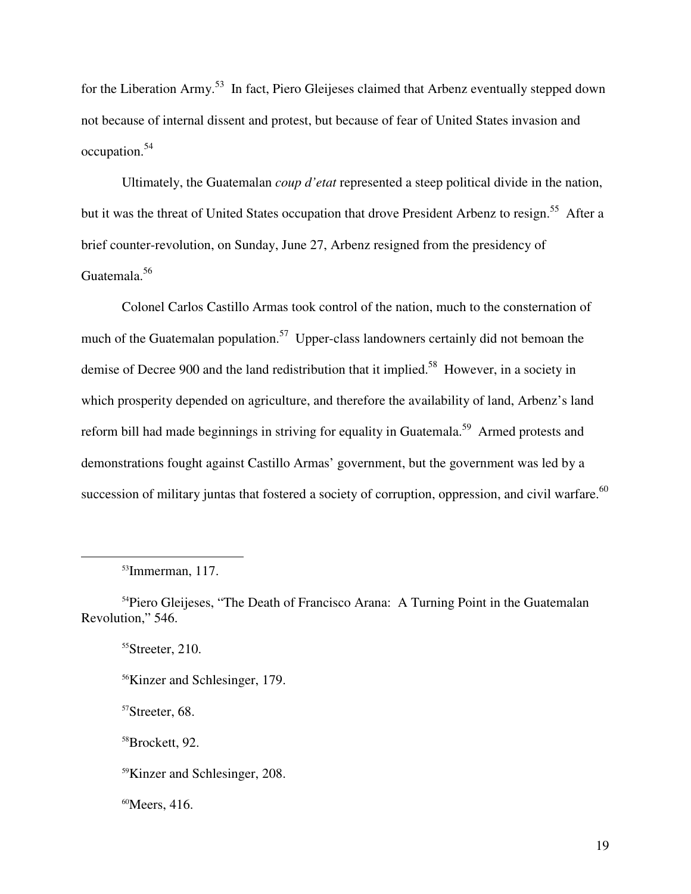for the Liberation Army.[53] In fact, Piero Gleijeses claimed that Arbenz eventually stepped down not because of internal dissent and protest, but because of fear of United States invasion and occupation.[54]

Ultimately, the Guatemalan *coup d'etat* represented a steep political divide in the nation, but it was the threat of United States occupation that drove President Arbenz to resign.[55] After a brief counter-revolution, on Sunday, June 27, Arbenz resigned from the presidency of Guatemala.[56]

Colonel Carlos Castillo Armas took control of the nation, much to the consternation of much of the Guatemalan population.[57] Upper-class landowners certainly did not bemoan the demise of Decree 900 and the land redistribution that it implied.[58] However, in a society in which prosperity depended on agriculture, and therefore the availability of land, Arbenz's land reform bill had made beginnings in striving for equality in Guatemala.[59] Armed protests and demonstrations fought against Castillo Armas' government, but the government was led by a succession of military juntas that fostered a society of corruption, oppression, and civil warfare.[60]

---

[53] Immerman, 117.

[54] Piero Gleijeses, "The Death of Francisco Arana: A Turning Point in the Guatemalan Revolution," 546.

[55] Streeter, 210.

[56] Kinzer and Schlesinger, 179.

[57] Streeter, 68.

[58] Brockett, 92.

[59] Kinzer and Schlesinger, 208.

[60] Meers, 416.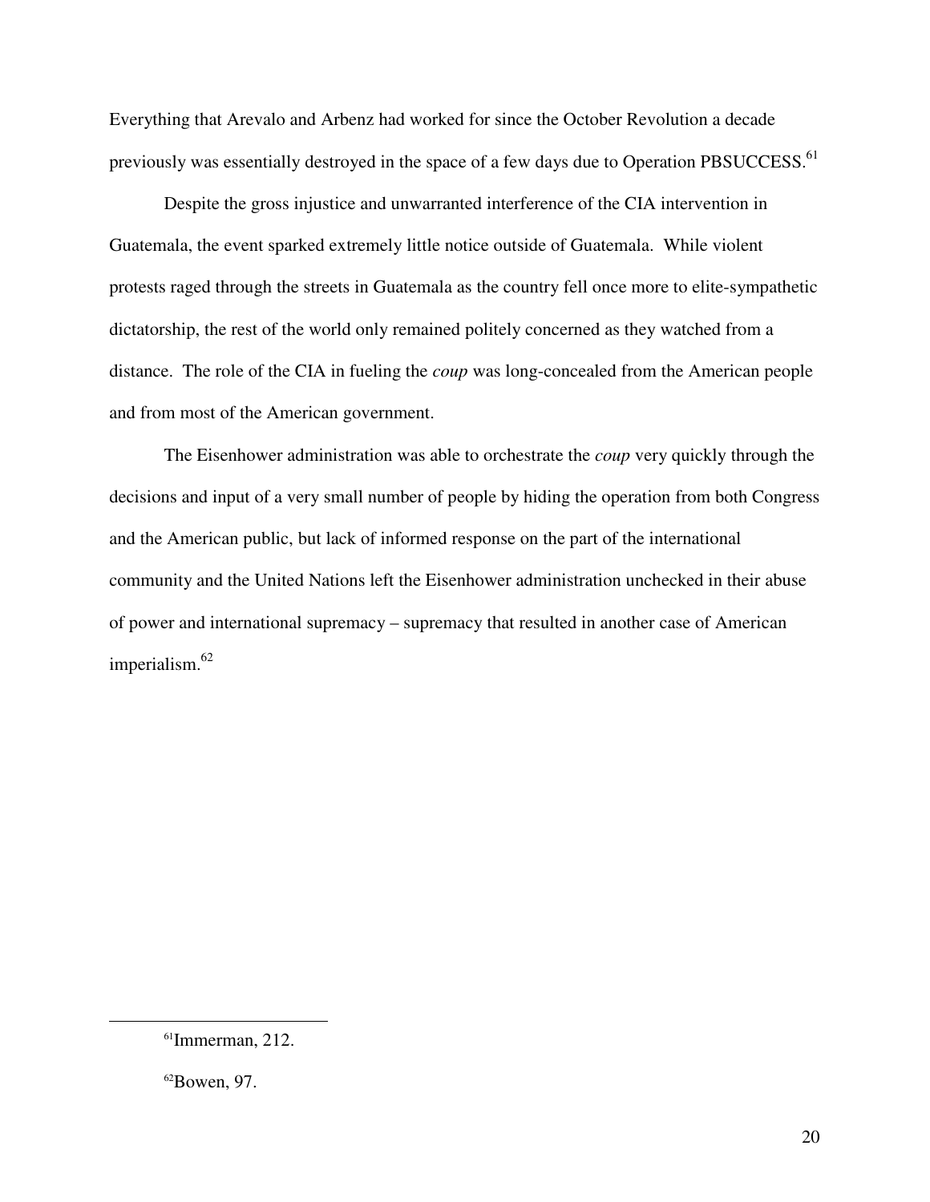Everything that Arevalo and Arbenz had worked for since the October Revolution a decade previously was essentially destroyed in the space of a few days due to Operation PBSUCCESS.[61]

Despite the gross injustice and unwarranted interference of the CIA intervention in Guatemala, the event sparked extremely little notice outside of Guatemala. While violent protests raged through the streets in Guatemala as the country fell once more to elite-sympathetic dictatorship, the rest of the world only remained politely concerned as they watched from a distance. The role of the CIA in fueling the *coup* was long-concealed from the American people and from most of the American government.

The Eisenhower administration was able to orchestrate the *coup* very quickly through the decisions and input of a very small number of people by hiding the operation from both Congress and the American public, but lack of informed response on the part of the international community and the United Nations left the Eisenhower administration unchecked in their abuse of power and international supremacy – supremacy that resulted in another case of American imperialism.[62]

---

[61]Immerman, 212.

[62]Bowen, 97.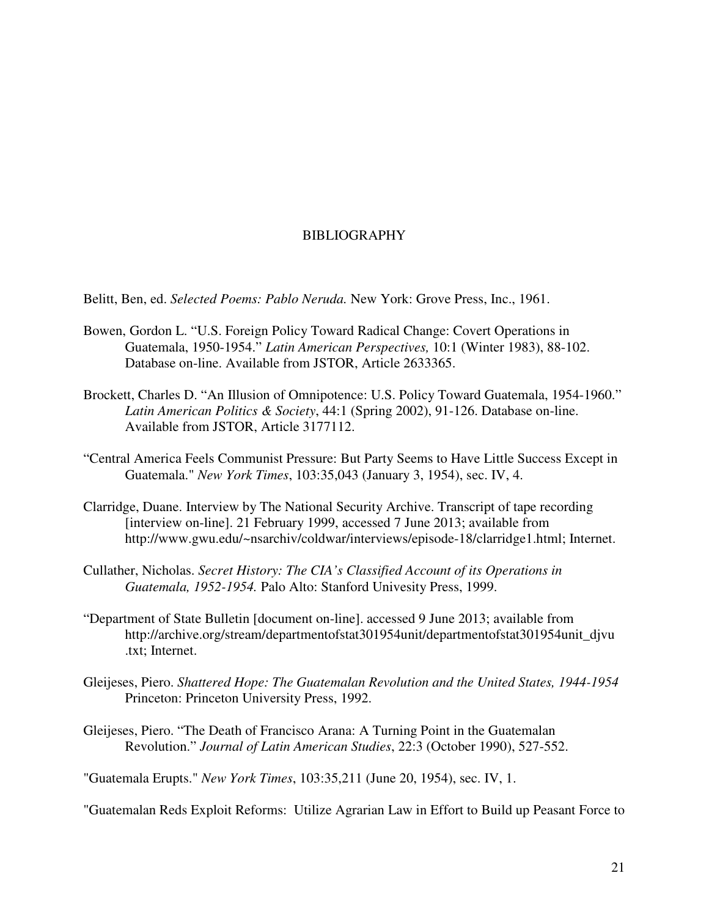# BIBLIOGRAPHY

Belitt, Ben, ed. *Selected Poems: Pablo Neruda.* New York: Grove Press, Inc., 1961.

Bowen, Gordon L. "U.S. Foreign Policy Toward Radical Change: Covert Operations in Guatemala, 1950-1954." *Latin American Perspectives,* 10:1 (Winter 1983), 88-102. Database on-line. Available from JSTOR, Article 2633365.

Brockett, Charles D. "An Illusion of Omnipotence: U.S. Policy Toward Guatemala, 1954-1960." *Latin American Politics & Society*, 44:1 (Spring 2002), 91-126. Database on-line. Available from JSTOR, Article 3177112.

"Central America Feels Communist Pressure: But Party Seems to Have Little Success Except in Guatemala." *New York Times*, 103:35,043 (January 3, 1954), sec. IV, 4.

Clarridge, Duane. Interview by The National Security Archive. Transcript of tape recording [interview on-line]. 21 February 1999, accessed 7 June 2013; available from http://www.gwu.edu/~nsarchiv/coldwar/interviews/episode-18/clarridge1.html; Internet.

Cullather, Nicholas. *Secret History: The CIA's Classified Account of its Operations in Guatemala, 1952-1954.* Palo Alto: Stanford Univesity Press, 1999.

"Department of State Bulletin [document on-line]. accessed 9 June 2013; available from http://archive.org/stream/departmentofstat301954unit/departmentofstat301954unit_djvu.txt; Internet.

Gleijeses, Piero. *Shattered Hope: The Guatemalan Revolution and the United States, 1944-1954* Princeton: Princeton University Press, 1992.

Gleijeses, Piero. "The Death of Francisco Arana: A Turning Point in the Guatemalan Revolution." *Journal of Latin American Studies*, 22:3 (October 1990), 527-552.

"Guatemala Erupts." *New York Times*, 103:35,211 (June 20, 1954), sec. IV, 1.

"Guatemalan Reds Exploit Reforms: Utilize Agrarian Law in Effort to Build up Peasant Force to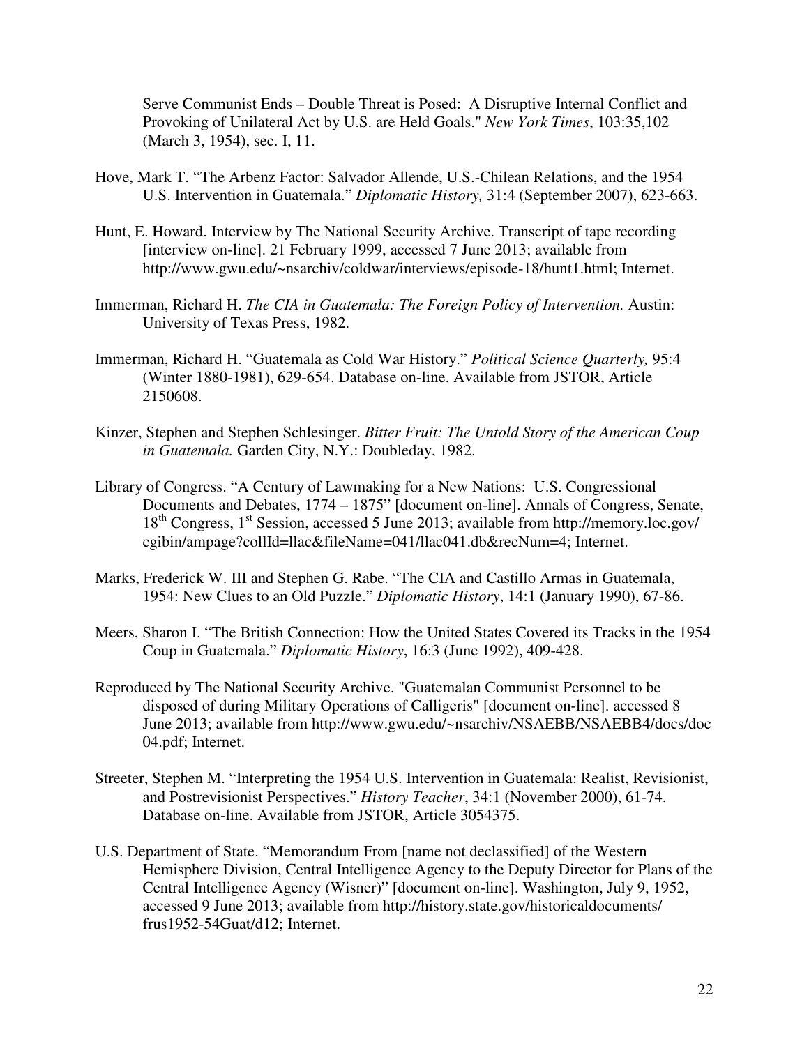Serve Communist Ends – Double Threat is Posed: A Disruptive Internal Conflict and Provoking of Unilateral Act by U.S. are Held Goals." *New York Times*, 103:35,102 (March 3, 1954), sec. I, 11.

Hove, Mark T. "The Arbenz Factor: Salvador Allende, U.S.-Chilean Relations, and the 1954 U.S. Intervention in Guatemala." *Diplomatic History,* 31:4 (September 2007), 623-663.

Hunt, E. Howard. Interview by The National Security Archive. Transcript of tape recording [interview on-line]. 21 February 1999, accessed 7 June 2013; available from http://www.gwu.edu/~nsarchiv/coldwar/interviews/episode-18/hunt1.html; Internet.

Immerman, Richard H. *The CIA in Guatemala: The Foreign Policy of Intervention.* Austin: University of Texas Press, 1982.

Immerman, Richard H. "Guatemala as Cold War History." *Political Science Quarterly,* 95:4 (Winter 1880-1981), 629-654. Database on-line. Available from JSTOR, Article 2150608.

Kinzer, Stephen and Stephen Schlesinger. *Bitter Fruit: The Untold Story of the American Coup in Guatemala.* Garden City, N.Y.: Doubleday, 1982.

Library of Congress. "A Century of Lawmaking for a New Nations: U.S. Congressional Documents and Debates, 1774 – 1875" [document on-line]. Annals of Congress, Senate, 18th Congress, 1st Session, accessed 5 June 2013; available from http://memory.loc.gov/cgibin/ampage?collId=llac&fileName=041/llac041.db&recNum=4; Internet.

Marks, Frederick W. III and Stephen G. Rabe. "The CIA and Castillo Armas in Guatemala, 1954: New Clues to an Old Puzzle." *Diplomatic History*, 14:1 (January 1990), 67-86.

Meers, Sharon I. "The British Connection: How the United States Covered its Tracks in the 1954 Coup in Guatemala." *Diplomatic History*, 16:3 (June 1992), 409-428.

Reproduced by The National Security Archive. "Guatemalan Communist Personnel to be disposed of during Military Operations of Calligeris" [document on-line]. accessed 8 June 2013; available from http://www.gwu.edu/~nsarchiv/NSAEBB/NSAEBB4/docs/doc04.pdf; Internet.

Streeter, Stephen M. "Interpreting the 1954 U.S. Intervention in Guatemala: Realist, Revisionist, and Postrevisionist Perspectives." *History Teacher*, 34:1 (November 2000), 61-74. Database on-line. Available from JSTOR, Article 3054375.

U.S. Department of State. "Memorandum From [name not declassified] of the Western Hemisphere Division, Central Intelligence Agency to the Deputy Director for Plans of the Central Intelligence Agency (Wisner)" [document on-line]. Washington, July 9, 1952, accessed 9 June 2013; available from http://history.state.gov/historicaldocuments/frus1952-54Guat/d12; Internet.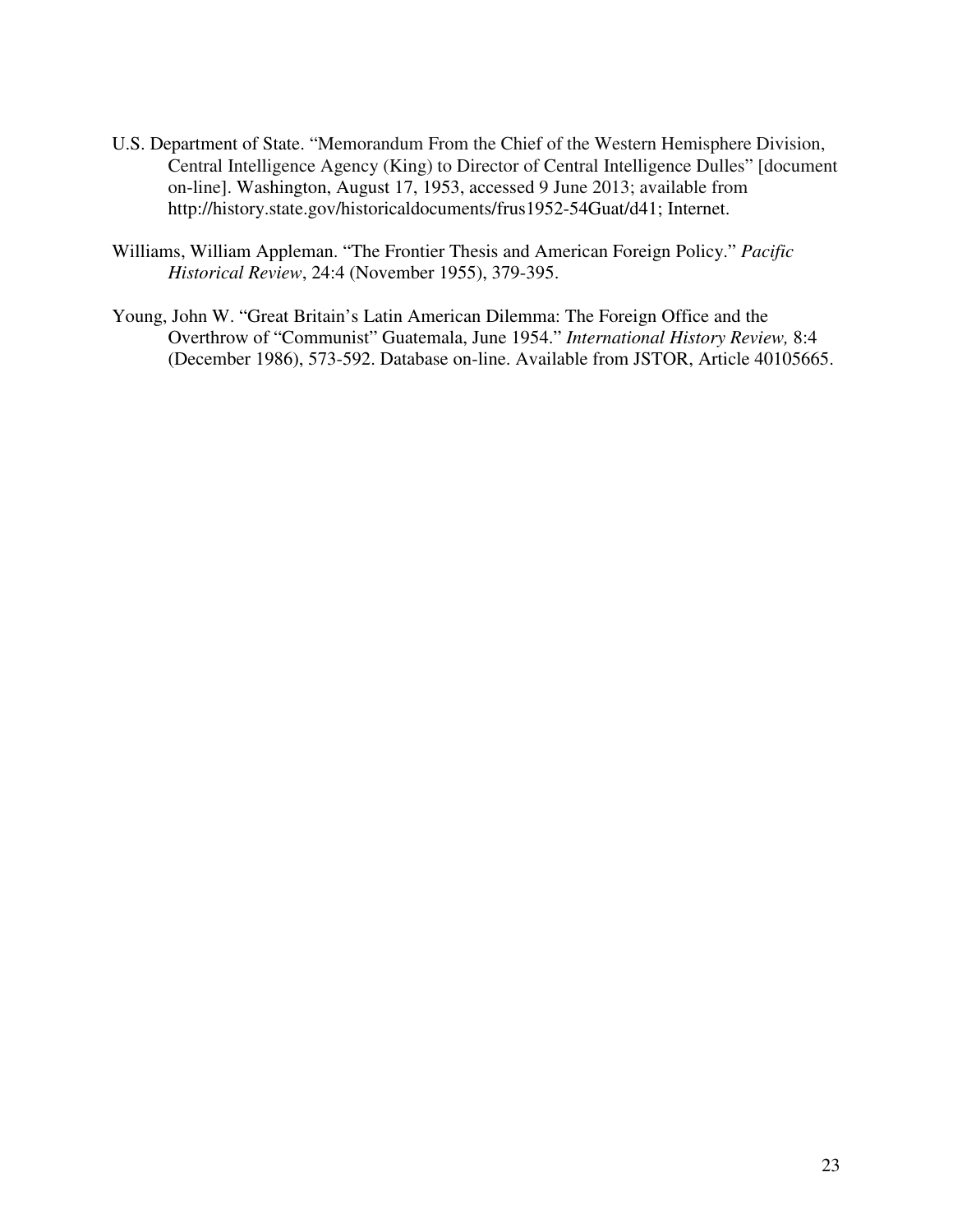U.S. Department of State. "Memorandum From the Chief of the Western Hemisphere Division, Central Intelligence Agency (King) to Director of Central Intelligence Dulles" [document on-line]. Washington, August 17, 1953, accessed 9 June 2013; available from http://history.state.gov/historicaldocuments/frus1952-54Guat/d41; Internet.

Williams, William Appleman. "The Frontier Thesis and American Foreign Policy." *Pacific Historical Review*, 24:4 (November 1955), 379-395.

Young, John W. "Great Britain's Latin American Dilemma: The Foreign Office and the Overthrow of "Communist" Guatemala, June 1954." *International History Review,* 8:4 (December 1986), 573-592. Database on-line. Available from JSTOR, Article 40105665.